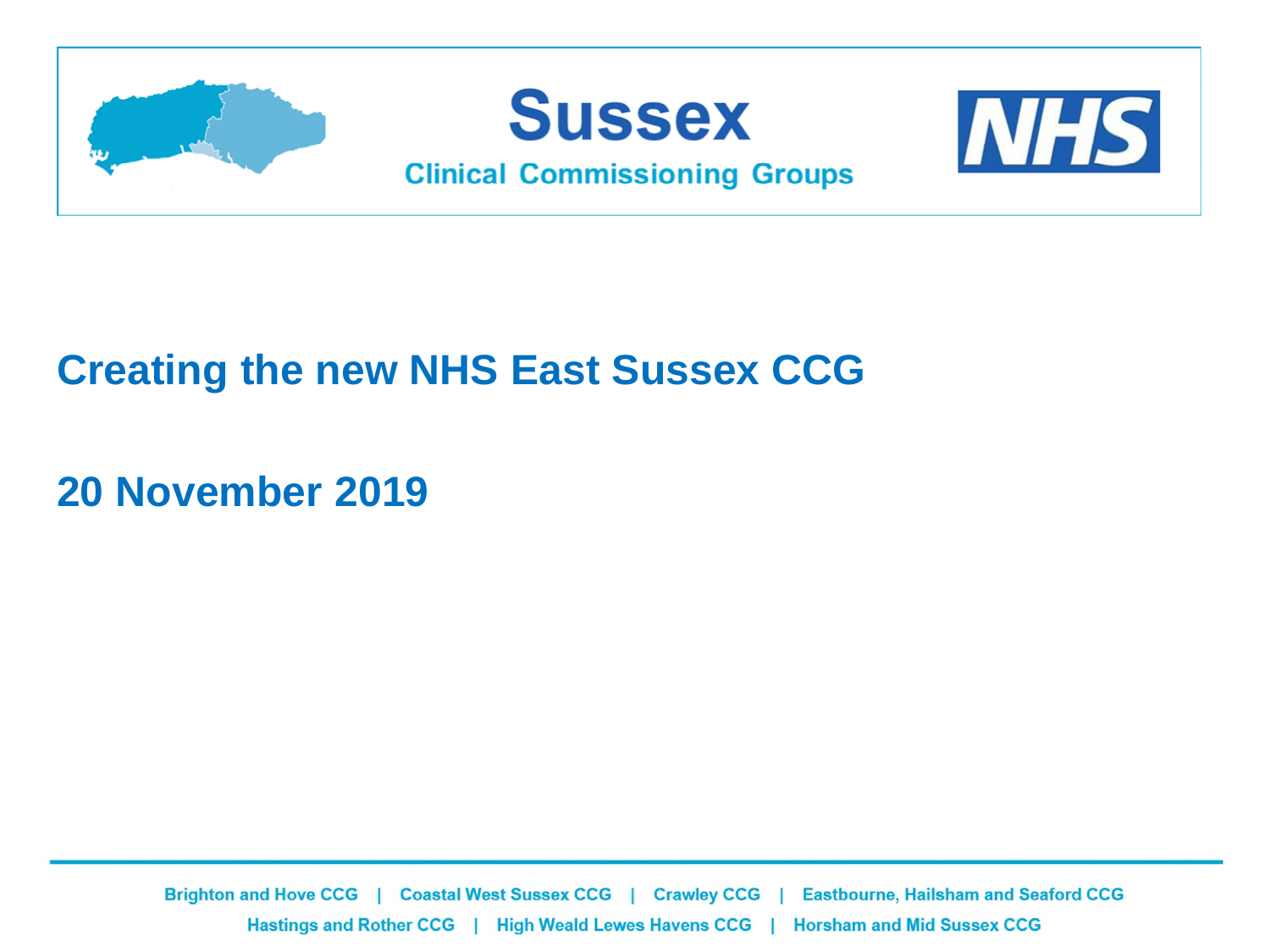Sussex

Clinical Commissioning Groups

NHS

# Creating the new NHS East Sussex CCG

## 20 November 2019

Brighton and Hove CCG | Coastal West Sussex CCG | Crawley CCG | Eastbourne, Hailsham and Seaford CCG
Hastings and Rother CCG | High Weald Lewes Havens CCG | Horsham and Mid Sussex CCG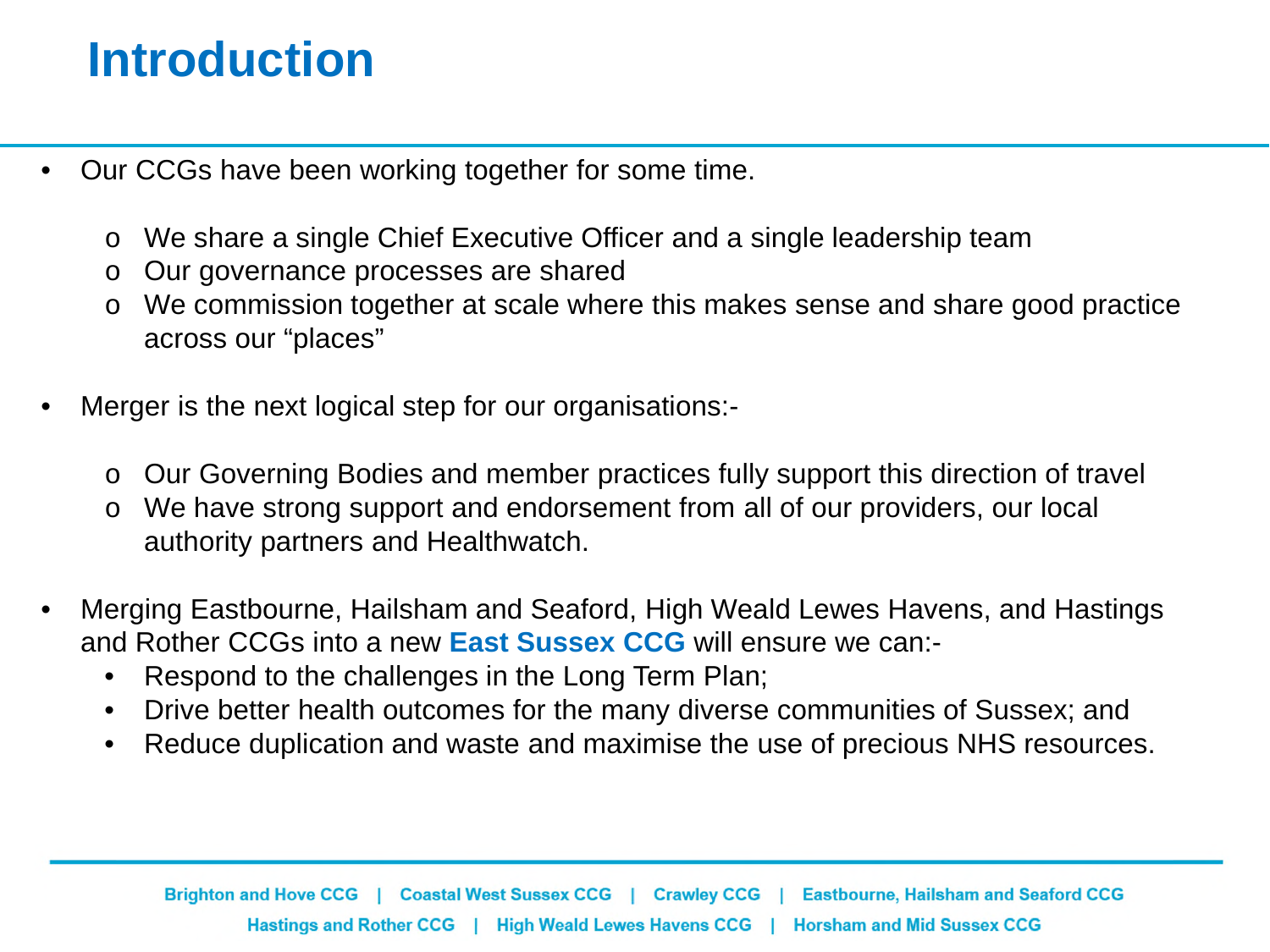# Introduction

- Our CCGs have been working together for some time.
  - We share a single Chief Executive Officer and a single leadership team
  - Our governance processes are shared
  - We commission together at scale where this makes sense and share good practice across our "places"

- Merger is the next logical step for our organisations:-
  - Our Governing Bodies and member practices fully support this direction of travel
  - We have strong support and endorsement from all of our providers, our local authority partners and Healthwatch.

- Merging Eastbourne, Hailsham and Seaford, High Weald Lewes Havens, and Hastings and Rother CCGs into a new **East Sussex CCG** will ensure we can:-
  - Respond to the challenges in the Long Term Plan;
  - Drive better health outcomes for the many diverse communities of Sussex; and
  - Reduce duplication and waste and maximise the use of precious NHS resources.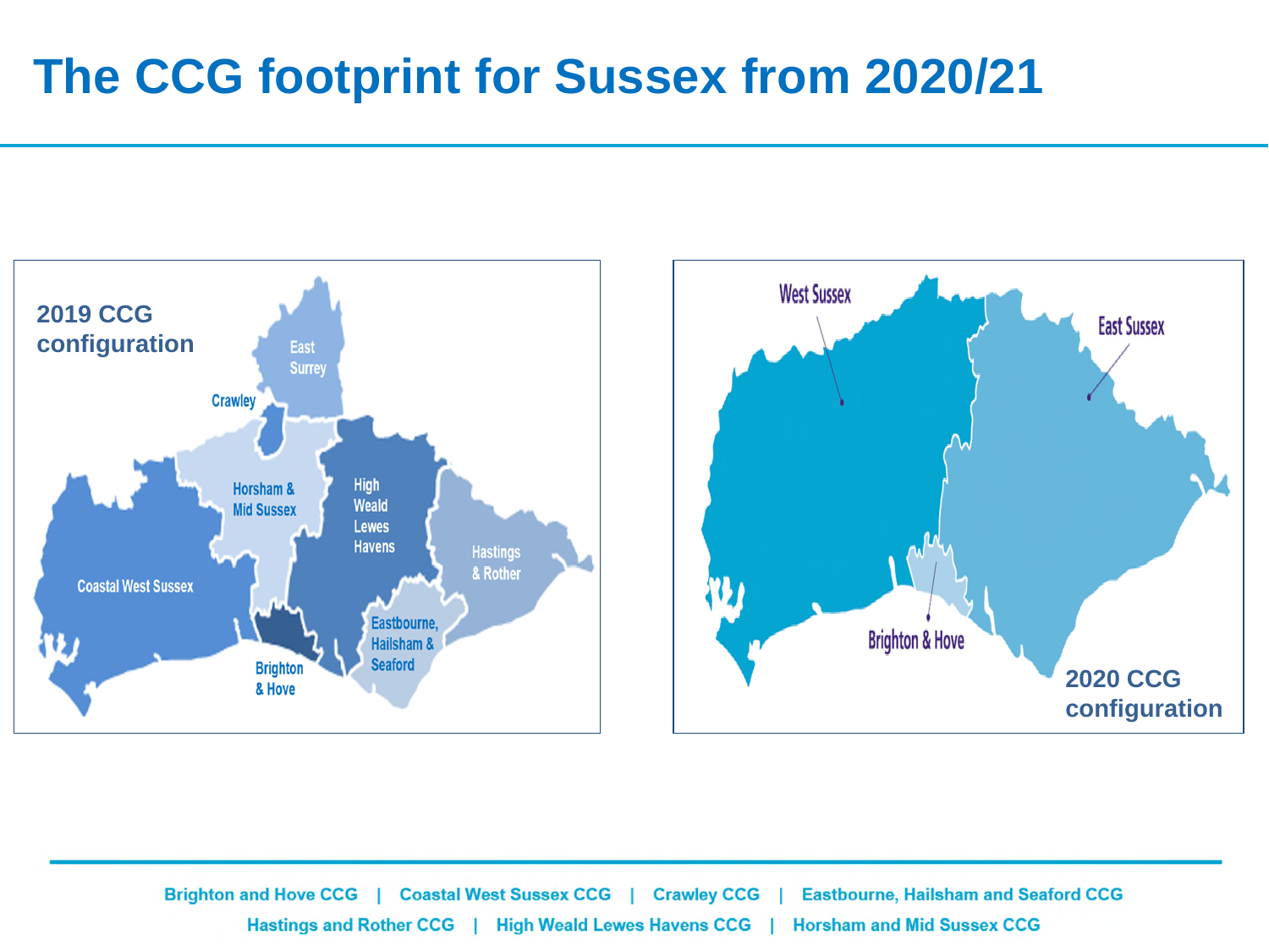# The CCG footprint for Sussex from 2020/21

**2019 CCG configuration**

East Surrey

Crawley

Horsham & Mid Sussex

High Weald Lewes Havens

Hastings & Rother

Coastal West Sussex

Eastbourne, Hailsham & Seaford

Brighton & Hove

West Sussex

East Sussex

Brighton & Hove

**2020 CCG configuration**

Brighton and Hove CCG | Coastal West Sussex CCG | Crawley CCG | Eastbourne, Hailsham and Seaford CCG
Hastings and Rother CCG | High Weald Lewes Havens CCG | Horsham and Mid Sussex CCG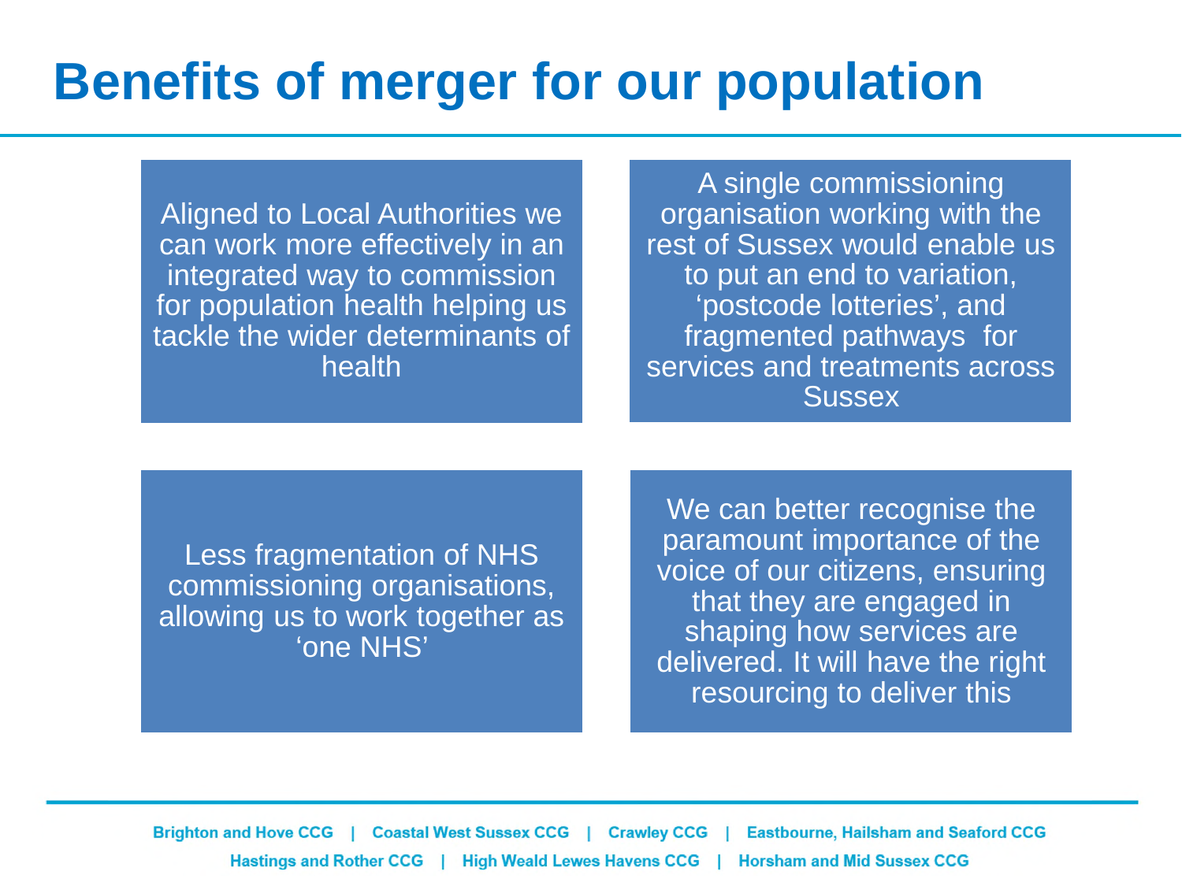# Benefits of merger for our population

Aligned to Local Authorities we can work more effectively in an integrated way to commission for population health helping us tackle the wider determinants of health

A single commissioning organisation working with the rest of Sussex would enable us to put an end to variation, 'postcode lotteries', and fragmented pathways for services and treatments across Sussex

Less fragmentation of NHS commissioning organisations, allowing us to work together as 'one NHS'

We can better recognise the paramount importance of the voice of our citizens, ensuring that they are engaged in shaping how services are delivered. It will have the right resourcing to deliver this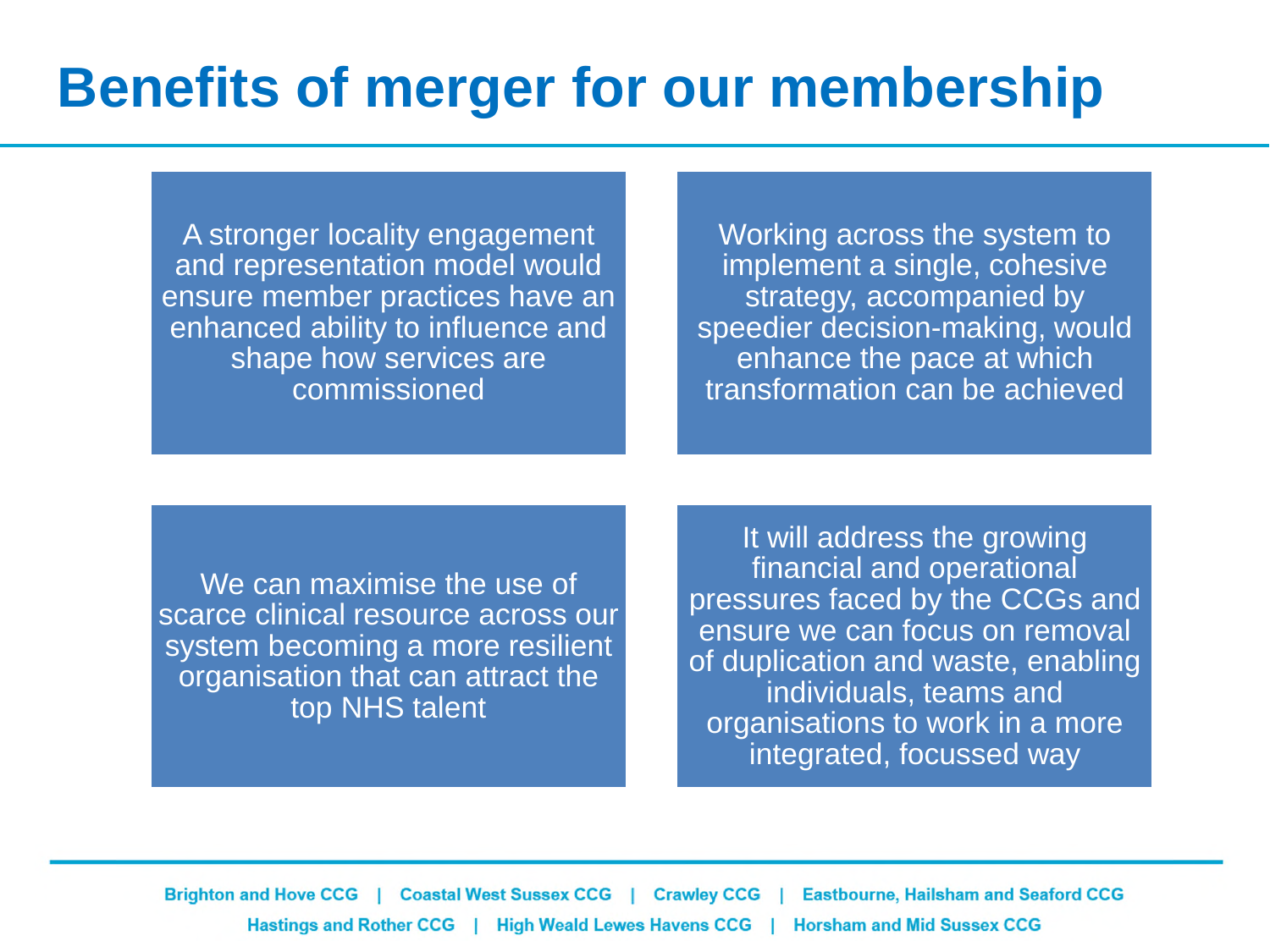# Benefits of merger for our membership

A stronger locality engagement and representation model would ensure member practices have an enhanced ability to influence and shape how services are commissioned

Working across the system to implement a single, cohesive strategy, accompanied by speedier decision-making, would enhance the pace at which transformation can be achieved

We can maximise the use of scarce clinical resource across our system becoming a more resilient organisation that can attract the top NHS talent

It will address the growing financial and operational pressures faced by the CCGs and ensure we can focus on removal of duplication and waste, enabling individuals, teams and organisations to work in a more integrated, focussed way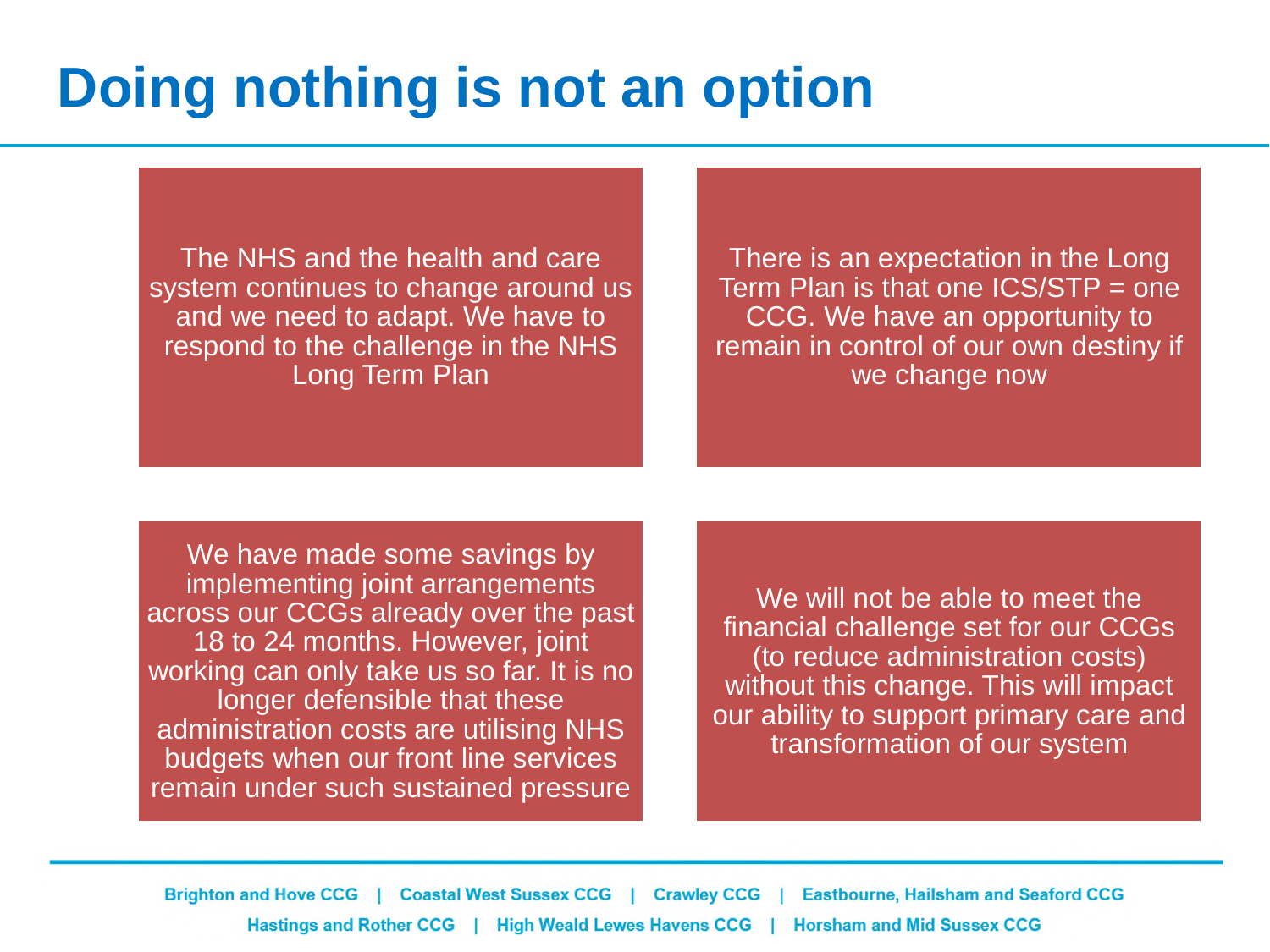# Doing nothing is not an option

The NHS and the health and care system continues to change around us and we need to adapt. We have to respond to the challenge in the NHS Long Term Plan

There is an expectation in the Long Term Plan is that one ICS/STP = one CCG. We have an opportunity to remain in control of our own destiny if we change now

We have made some savings by implementing joint arrangements across our CCGs already over the past 18 to 24 months. However, joint working can only take us so far. It is no longer defensible that these administration costs are utilising NHS budgets when our front line services remain under such sustained pressure

We will not be able to meet the financial challenge set for our CCGs (to reduce administration costs) without this change. This will impact our ability to support primary care and transformation of our system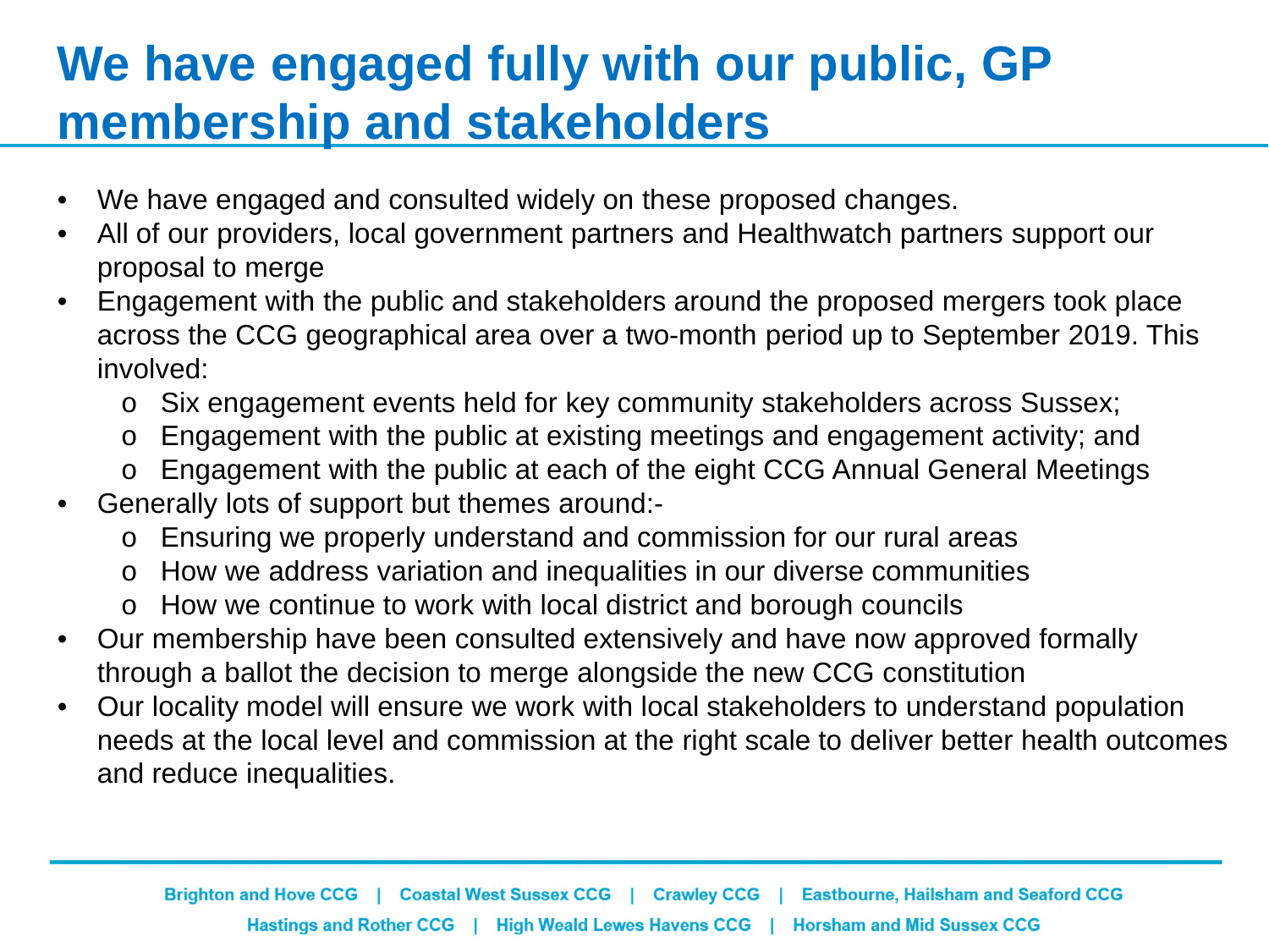# We have engaged fully with our public, GP membership and stakeholders

- We have engaged and consulted widely on these proposed changes.
- All of our providers, local government partners and Healthwatch partners support our proposal to merge
- Engagement with the public and stakeholders around the proposed mergers took place across the CCG geographical area over a two-month period up to September 2019. This involved:
  - Six engagement events held for key community stakeholders across Sussex;
  - Engagement with the public at existing meetings and engagement activity; and
  - Engagement with the public at each of the eight CCG Annual General Meetings
- Generally lots of support but themes around:-
  - Ensuring we properly understand and commission for our rural areas
  - How we address variation and inequalities in our diverse communities
  - How we continue to work with local district and borough councils
- Our membership have been consulted extensively and have now approved formally through a ballot the decision to merge alongside the new CCG constitution
- Our locality model will ensure we work with local stakeholders to understand population needs at the local level and commission at the right scale to deliver better health outcomes and reduce inequalities.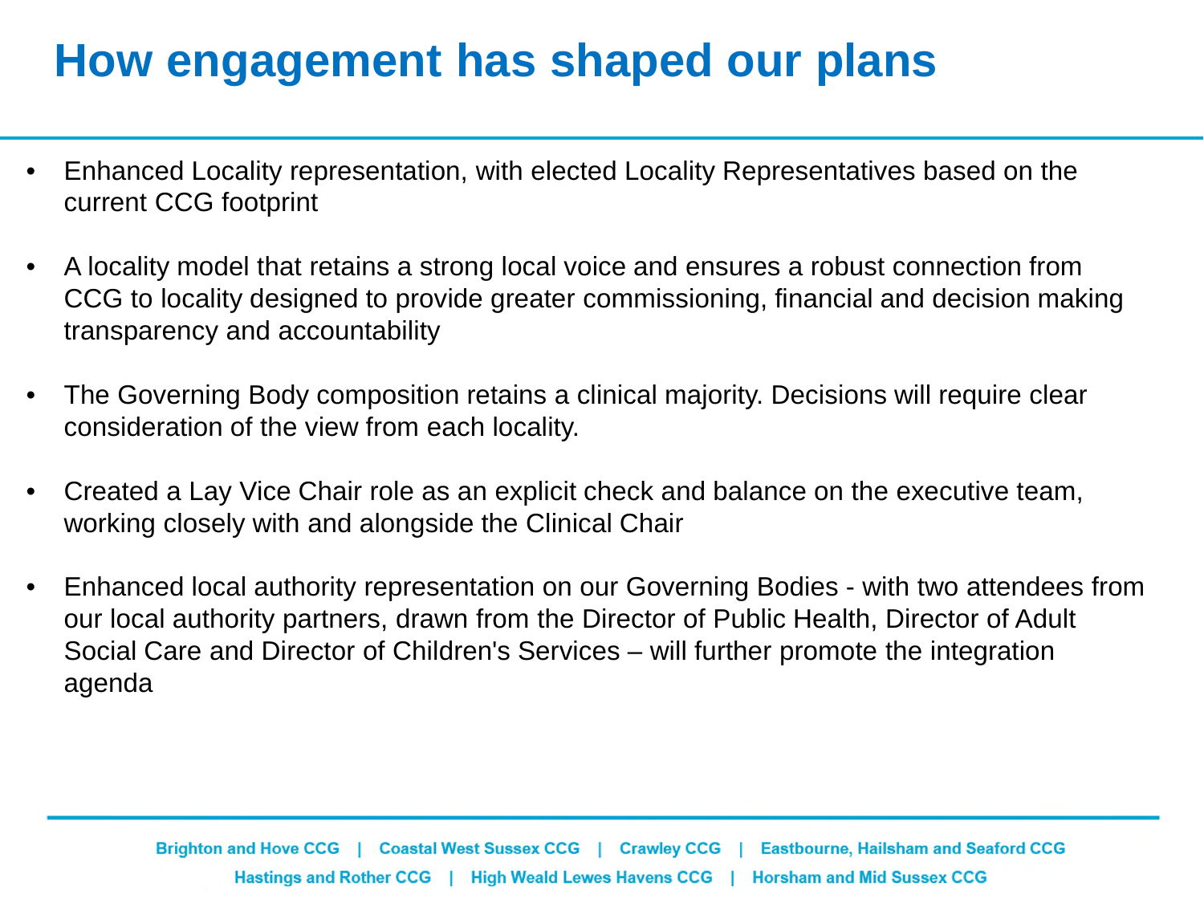# How engagement has shaped our plans

- Enhanced Locality representation, with elected Locality Representatives based on the current CCG footprint
- A locality model that retains a strong local voice and ensures a robust connection from CCG to locality designed to provide greater commissioning, financial and decision making transparency and accountability
- The Governing Body composition retains a clinical majority. Decisions will require clear consideration of the view from each locality.
- Created a Lay Vice Chair role as an explicit check and balance on the executive team, working closely with and alongside the Clinical Chair
- Enhanced local authority representation on our Governing Bodies - with two attendees from our local authority partners, drawn from the Director of Public Health, Director of Adult Social Care and Director of Children's Services – will further promote the integration agenda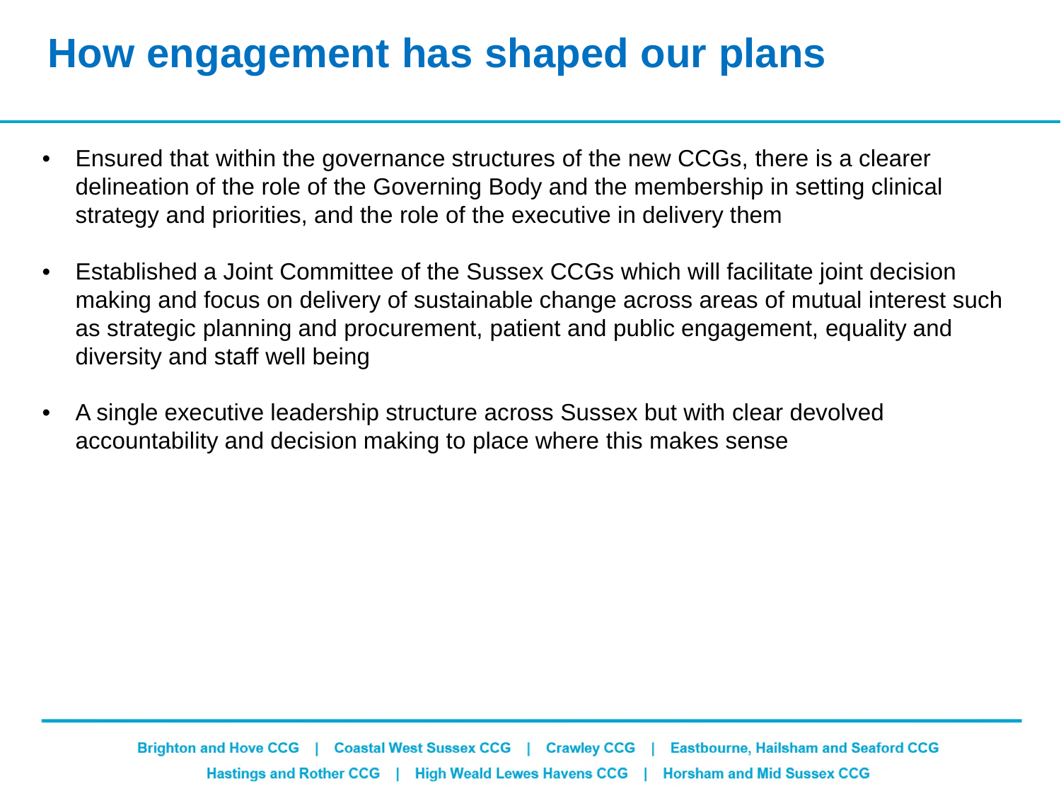# How engagement has shaped our plans

- Ensured that within the governance structures of the new CCGs, there is a clearer delineation of the role of the Governing Body and the membership in setting clinical strategy and priorities, and the role of the executive in delivery them

- Established a Joint Committee of the Sussex CCGs which will facilitate joint decision making and focus on delivery of sustainable change across areas of mutual interest such as strategic planning and procurement, patient and public engagement, equality and diversity and staff well being

- A single executive leadership structure across Sussex but with clear devolved accountability and decision making to place where this makes sense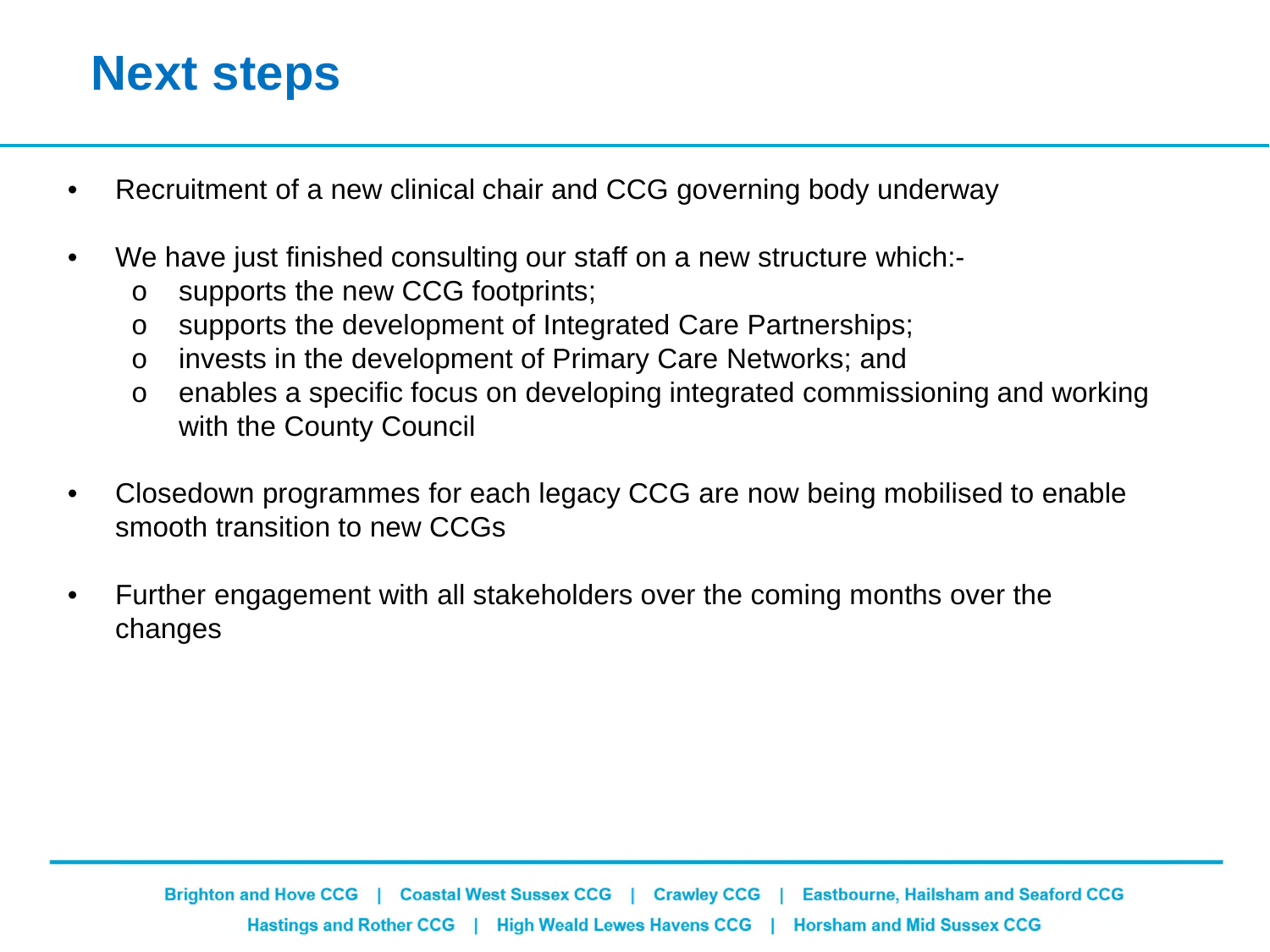# Next steps

- Recruitment of a new clinical chair and CCG governing body underway
- We have just finished consulting our staff on a new structure which:-
    - supports the new CCG footprints;
    - supports the development of Integrated Care Partnerships;
    - invests in the development of Primary Care Networks; and
    - enables a specific focus on developing integrated commissioning and working with the County Council
- Closedown programmes for each legacy CCG are now being mobilised to enable smooth transition to new CCGs
- Further engagement with all stakeholders over the coming months over the changes